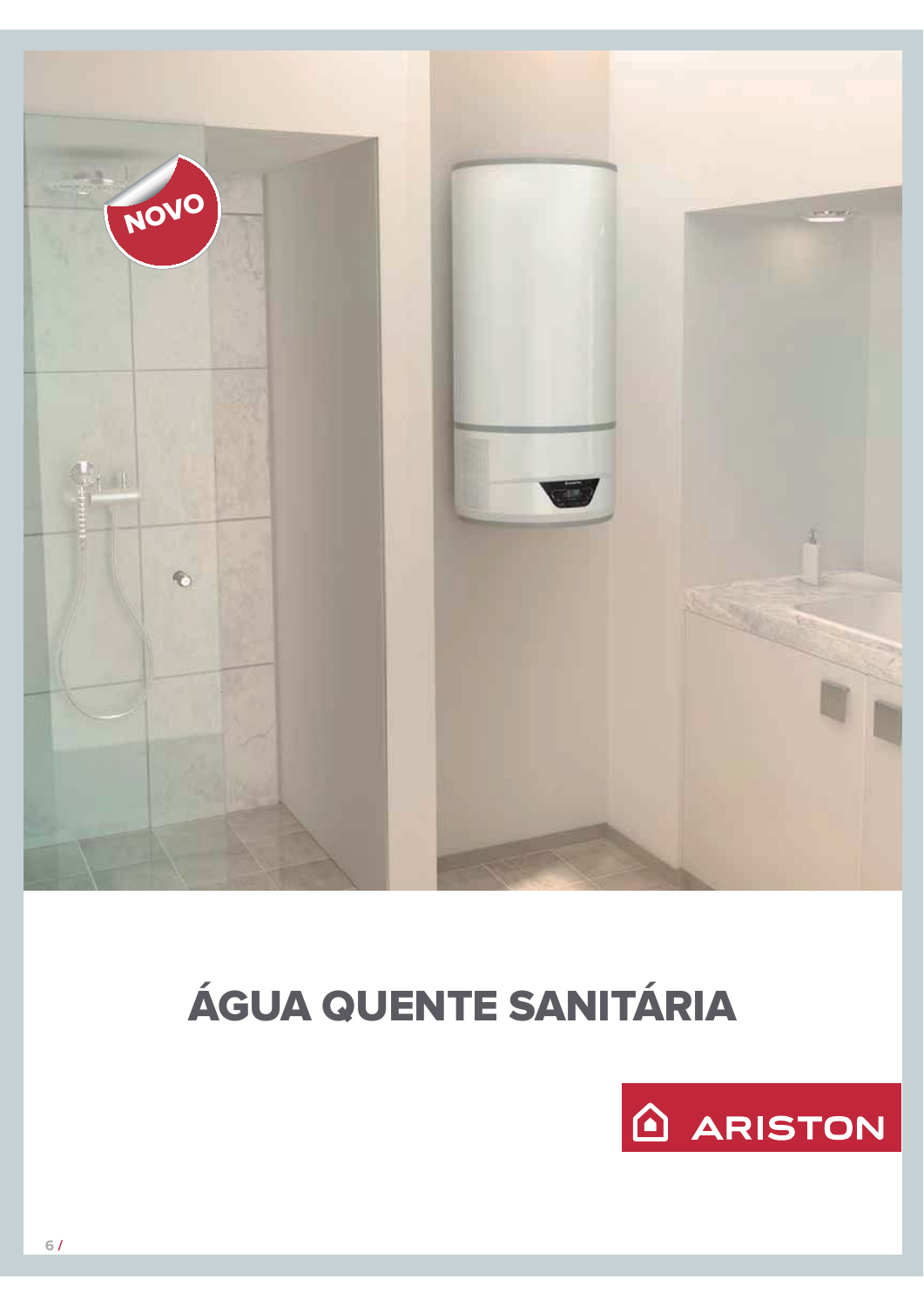# ÁGUA QUENTE SANITÁRIA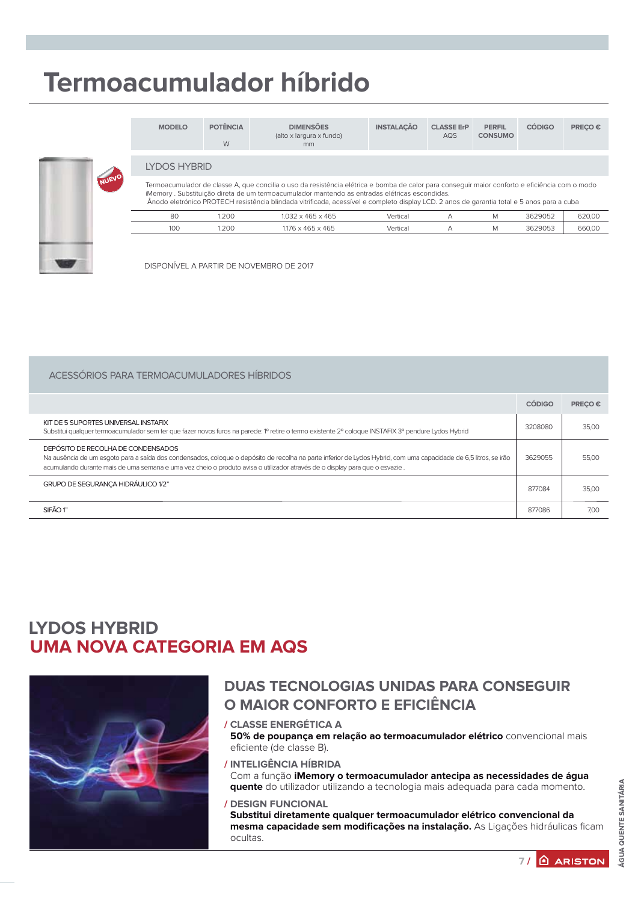# Termoacumulador híbrido

| MODELO | POTÊNCIA W | DIMENSÕES (alto x largura x fundo) mm | INSTALAÇÃO | CLASSE ErP AQS | PERFIL CONSUMO | CÓDIGO | PREÇO € |
|---|---|---|---|---|---|---|---|
| **LYDOS HYBRID** | | | | | | | |
| 80 | 1.200 | 1.032 x 465 x 465 | Vertical | A | M | 3629052 | 620,00 |
| 100 | 1.200 | 1.176 x 465 x 465 | Vertical | A | M | 3629053 | 660,00 |

NUEVO

Termoacumulador de classe A, que concilia o uso da resistência elétrica e bomba de calor para conseguir maior conforto e eficiência com o modo iMemory . Substituição direta de um termoacumulador mantendo as entradas elétricas escondidas.
Ânodo eletrónico PROTECH resistência blindada vitrificada, acessível e completo display LCD. 2 anos de garantia total e 5 anos para a cuba

DISPONÍVEL A PARTIR DE NOVEMBRO DE 2017

## ACESSÓRIOS PARA TERMOACUMULADORES HÍBRIDOS

| | CÓDIGO | PREÇO € |
|---|---|---|
| KIT DE 5 SUPORTES UNIVERSAL INSTAFIX<br>Substitui qualquer termoacumulador sem ter que fazer novos furos na parede: 1º retire o termo existente 2º coloque INSTAFIX 3º pendure Lydos Hybrid | 3208080 | 35,00 |
| DEPÓSITO DE RECOLHA DE CONDENSADOS<br>Na ausência de um esgoto para a saída dos condensados, coloque o depósito de recolha na parte inferior de Lydos Hybrid, com uma capacidade de 6,5 litros, se irão acumulando durante mais de uma semana e uma vez cheio o produto avisa o utilizador através de o display para que o esvazie . | 3629055 | 55,00 |
| GRUPO DE SEGURANÇA HIDRÁULICO 1/2" | 877084 | 35,00 |
| SIFÃO 1" | 877086 | 7,00 |

## LYDOS HYBRID
## UMA NOVA CATEGORIA EM AQS

### DUAS TECNOLOGIAS UNIDAS PARA CONSEGUIR O MAIOR CONFORTO E EFICIÊNCIA

**/ CLASSE ENERGÉTICA A**
**50% de poupança em relação ao termoacumulador elétrico** convencional mais eficiente (de classe B).

**/ INTELIGÊNCIA HÍBRIDA**
Com a função **iMemory o termoacumulador antecipa as necessidades de água quente** do utilizador utilizando a tecnologia mais adequada para cada momento.

**/ DESIGN FUNCIONAL**
**Substitui diretamente qualquer termoacumulador elétrico convencional da mesma capacidade sem modificações na instalação.** As Ligações hidráulicas ficam ocultas.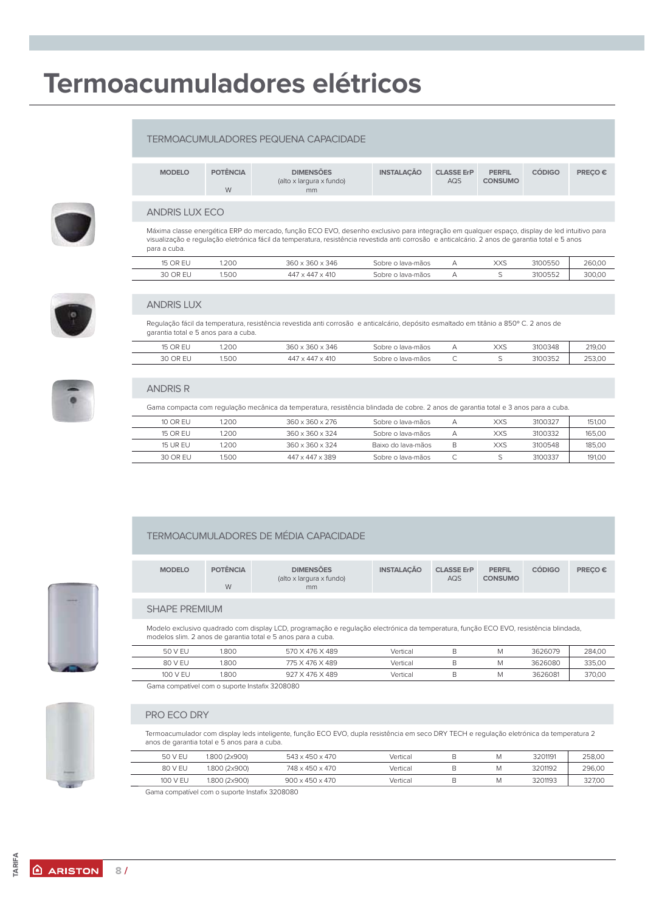# Termoacumuladores elétricos

## TERMOACUMULADORES PEQUENA CAPACIDADE

| MODELO | POTÊNCIA W | DIMENSÕES (alto x largura x fundo) mm | INSTALAÇÃO | CLASSE ErP AQS | PERFIL CONSUMO | CÓDIGO | PREÇO € |
|---|---|---|---|---|---|---|---|

### ANDRIS LUX ECO

Máxima classe energética ERP do mercado, função ECO EVO, desenho exclusivo para integração em qualquer espaço, display de led intuitivo para visualização e regulação eletrónica fácil da temperatura, resistência revestida anti corrosão e anticalcário. 2 anos de garantia total e 5 anos para a cuba.

| MODELO | POTÊNCIA W | DIMENSÕES (alto x largura x fundo) mm | INSTALAÇÃO | CLASSE ErP AQS | PERFIL CONSUMO | CÓDIGO | PREÇO € |
|---|---|---|---|---|---|---|---|
| 15 OR EU | 1.200 | 360 x 360 x 346 | Sobre o lava-mãos | A | XXS | 3100550 | 260,00 |
| 30 OR EU | 1.500 | 447 x 447 x 410 | Sobre o lava-mãos | A | S | 3100552 | 300,00 |

### ANDRIS LUX

Regulação fácil da temperatura, resistência revestida anti corrosão e anticalcário, depósito esmaltado em titânio a 850º C. 2 anos de garantia total e 5 anos para a cuba.

| MODELO | POTÊNCIA W | DIMENSÕES (alto x largura x fundo) mm | INSTALAÇÃO | CLASSE ErP AQS | PERFIL CONSUMO | CÓDIGO | PREÇO € |
|---|---|---|---|---|---|---|---|
| 15 OR EU | 1.200 | 360 x 360 x 346 | Sobre o lava-mãos | A | XXS | 3100348 | 219,00 |
| 30 OR EU | 1.500 | 447 x 447 x 410 | Sobre o lava-mãos | C | S | 3100352 | 253,00 |

### ANDRIS R

Gama compacta com regulação mecânica da temperatura, resistência blindada de cobre. 2 anos de garantia total e 3 anos para a cuba.

| MODELO | POTÊNCIA W | DIMENSÕES (alto x largura x fundo) mm | INSTALAÇÃO | CLASSE ErP AQS | PERFIL CONSUMO | CÓDIGO | PREÇO € |
|---|---|---|---|---|---|---|---|
| 10 OR EU | 1.200 | 360 x 360 x 276 | Sobre o lava-mãos | A | XXS | 3100327 | 151,00 |
| 15 OR EU | 1.200 | 360 x 360 x 324 | Sobre o lava-mãos | A | XXS | 3100332 | 165,00 |
| 15 UR EU | 1.200 | 360 x 360 x 324 | Baixo do lava-mãos | B | XXS | 3100548 | 185,00 |
| 30 OR EU | 1.500 | 447 x 447 x 389 | Sobre o lava-mãos | C | S | 3100337 | 191,00 |

## TERMOACUMULADORES DE MÉDIA CAPACIDADE

| MODELO | POTÊNCIA W | DIMENSÕES (alto x largura x fundo) mm | INSTALAÇÃO | CLASSE ErP AQS | PERFIL CONSUMO | CÓDIGO | PREÇO € |
|---|---|---|---|---|---|---|---|

### SHAPE PREMIUM

Modelo exclusivo quadrado com display LCD, programação e regulação electrónica da temperatura, função ECO EVO, resistência blindada, modelos slim. 2 anos de garantia total e 5 anos para a cuba.

| MODELO | POTÊNCIA W | DIMENSÕES (alto x largura x fundo) mm | INSTALAÇÃO | CLASSE ErP AQS | PERFIL CONSUMO | CÓDIGO | PREÇO € |
|---|---|---|---|---|---|---|---|
| 50 V EU | 1.800 | 570 X 476 X 489 | Vertical | B | M | 3626079 | 284,00 |
| 80 V EU | 1.800 | 775 X 476 X 489 | Vertical | B | M | 3626080 | 335,00 |
| 100 V EU | 1.800 | 927 X 476 X 489 | Vertical | B | M | 3626081 | 370,00 |

Gama compatível com o suporte Instafix 3208080

### PRO ECO DRY

Termoacumulador com display leds inteligente, função ECO EVO, dupla resistência em seco DRY TECH e regulação eletrónica da temperatura 2 anos de garantia total e 5 anos para a cuba.

| MODELO | POTÊNCIA W | DIMENSÕES (alto x largura x fundo) mm | INSTALAÇÃO | CLASSE ErP AQS | PERFIL CONSUMO | CÓDIGO | PREÇO € |
|---|---|---|---|---|---|---|---|
| 50 V EU | 1.800 (2x900) | 543 x 450 x 470 | Vertical | B | M | 3201191 | 258,00 |
| 80 V EU | 1.800 (2x900) | 748 x 450 x 470 | Vertical | B | M | 3201192 | 296,00 |
| 100 V EU | 1.800 (2x900) | 900 x 450 x 470 | Vertical | B | M | 3201193 | 327,00 |

Gama compatível com o suporte Instafix 3208080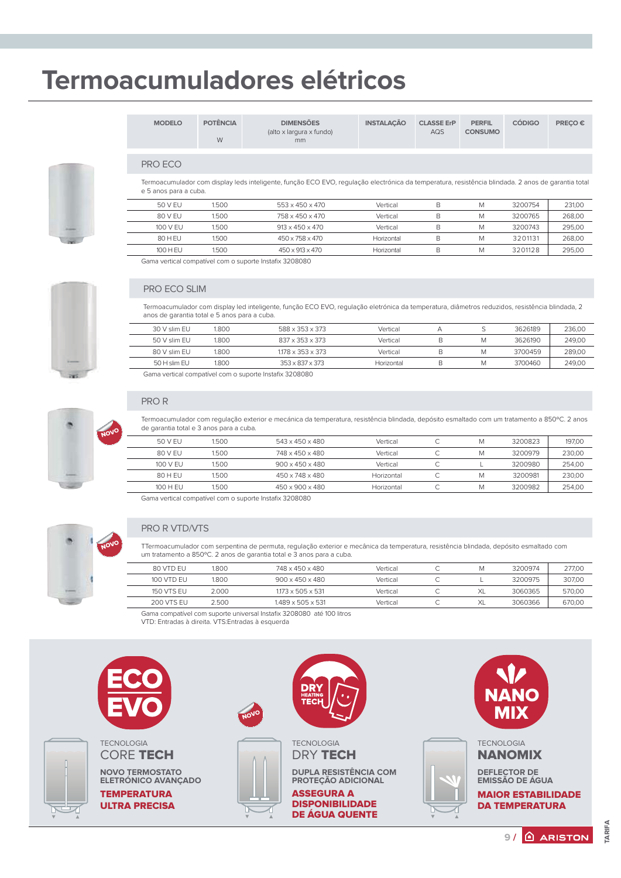# Termoacumuladores elétricos

| MODELO | POTÊNCIA W | DIMENSÕES (alto x largura x fundo) mm | INSTALAÇÃO | CLASSE ErP AQS | PERFIL CONSUMO | CÓDIGO | PREÇO € |
|---|---|---|---|---|---|---|---|

## PRO ECO

Termoacumulador com display leds inteligente, função ECO EVO, regulação electrónica da temperatura, resistência blindada. 2 anos de garantia total e 5 anos para a cuba.

| MODELO | POTÊNCIA W | DIMENSÕES | INSTALAÇÃO | CLASSE ErP AQS | PERFIL CONSUMO | CÓDIGO | PREÇO € |
|---|---|---|---|---|---|---|---|
| 50 V EU | 1.500 | 553 x 450 x 470 | Vertical | B | M | 3200754 | 231,00 |
| 80 V EU | 1.500 | 758 x 450 x 470 | Vertical | B | M | 3200765 | 268,00 |
| 100 V EU | 1.500 | 913 x 450 x 470 | Vertical | B | M | 3200743 | 295,00 |
| 80 H EU | 1.500 | 450 x 758 x 470 | Horizontal | B | M | 3201131 | 268,00 |
| 100 H EU | 1.500 | 450 x 913 x 470 | Horizontal | B | M | 3201128 | 295,00 |

Gama vertical compatível com o suporte Instafix 3208080

## PRO ECO SLIM

Termoacumulador com display led inteligente, função ECO EVO, regulação eletrónica da temperatura, diâmetros reduzidos, resistência blindada, 2 anos de garantia total e 5 anos para a cuba.

| MODELO | POTÊNCIA W | DIMENSÕES | INSTALAÇÃO | CLASSE ErP AQS | PERFIL CONSUMO | CÓDIGO | PREÇO € |
|---|---|---|---|---|---|---|---|
| 30 V slim EU | 1.800 | 588 x 353 x 373 | Vertical | A | S | 3626189 | 236,00 |
| 50 V slim EU | 1.800 | 837 x 353 x 373 | Vertical | B | M | 3626190 | 249,00 |
| 80 V slim EU | 1.800 | 1.178 x 353 x 373 | Vertical | B | M | 3700459 | 289,00 |
| 50 H slim EU | 1.800 | 353 x 837 x 373 | Horizontal | B | M | 3700460 | 249,00 |

Gama vertical compatível com o suporte Instafix 3208080

## PRO R

NOVO

Termoacumulador com regulação exterior e mecânica da temperatura, resistência blindada, depósito esmaltado com um tratamento a 850ºC. 2 anos de garantia total e 3 anos para a cuba.

| MODELO | POTÊNCIA W | DIMENSÕES | INSTALAÇÃO | CLASSE ErP AQS | PERFIL CONSUMO | CÓDIGO | PREÇO € |
|---|---|---|---|---|---|---|---|
| 50 V EU | 1.500 | 543 x 450 x 480 | Vertical | C | M | 3200823 | 197,00 |
| 80 V EU | 1.500 | 748 x 450 x 480 | Vertical | C | M | 3200979 | 230,00 |
| 100 V EU | 1.500 | 900 x 450 x 480 | Vertical | C | L | 3200980 | 254,00 |
| 80 H EU | 1.500 | 450 x 748 x 480 | Horizontal | C | M | 3200981 | 230,00 |
| 100 H EU | 1.500 | 450 x 900 x 480 | Horizontal | C | M | 3200982 | 254,00 |

Gama vertical compatível com o suporte Instafix 3208080

## PRO R VTD/VTS

NOVO

TTermoacumulador com serpentina de permuta, regulação exterior e mecânica da temperatura, resistência blindada, depósito esmaltado com um tratamento a 850ºC. 2 anos de garantia total e 3 anos para a cuba.

| MODELO | POTÊNCIA W | DIMENSÕES | INSTALAÇÃO | CLASSE ErP AQS | PERFIL CONSUMO | CÓDIGO | PREÇO € |
|---|---|---|---|---|---|---|---|
| 80 VTD EU | 1.800 | 748 x 450 x 480 | Vertical | C | M | 3200974 | 277,00 |
| 100 VTD EU | 1.800 | 900 x 450 x 480 | Vertical | C | L | 3200975 | 307,00 |
| 150 VTS EU | 2.000 | 1.173 x 505 x 531 | Vertical | C | XL | 3060365 | 570,00 |
| 200 VTS EU | 2.500 | 1.489 x 505 x 531 | Vertical | C | XL | 3060366 | 670,00 |

Gama compatível com suporte universal Instafix 3208080 até 100 litros
VTD: Entradas à direita. VTS:Entradas à esquerda

---

**ECO EVO**

TECNOLOGIA
**CORE TECH**

**NOVO TERMOSTATO ELETRÓNICO AVANÇADO**

**TEMPERATURA ULTRA PRECISA**

---

NOVO

**DRY HEATING TECH**

TECNOLOGIA
**DRY TECH**

**DUPLA RESISTÊNCIA COM PROTEÇÃO ADICIONAL**

**ASSEGURA A DISPONIBILIDADE DE ÁGUA QUENTE**

---

**NANO MIX**

TECNOLOGIA
**NANOMIX**

**DEFLECTOR DE EMISSÃO DE ÁGUA**

**MAIOR ESTABILIDADE DA TEMPERATURA**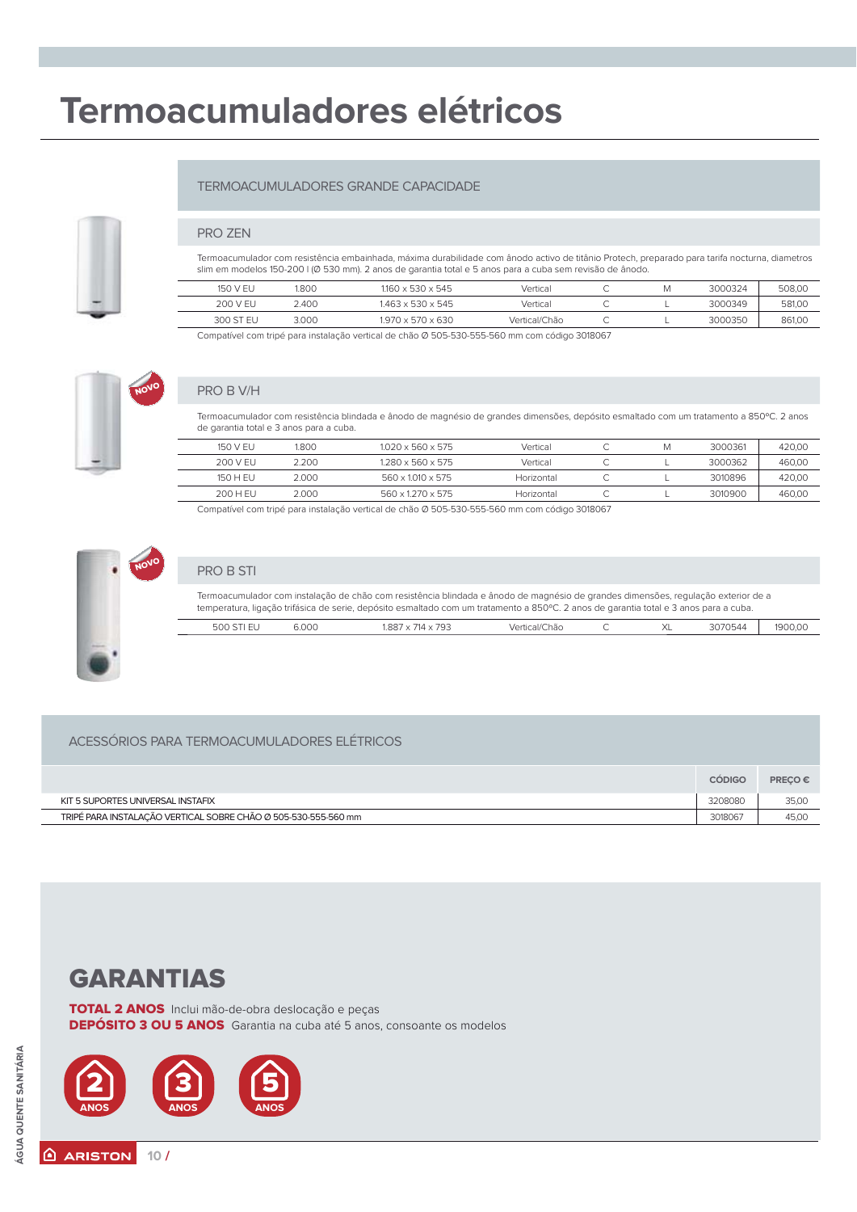# Termoacumuladores elétricos

## TERMOACUMULADORES GRANDE CAPACIDADE

### PRO ZEN

Termoacumulador com resistência embainhada, máxima durabilidade com ânodo activo de titânio Protech, preparado para tarifa nocturna, diametros slim em modelos 150-200 l (Ø 530 mm). 2 anos de garantia total e 5 anos para a cuba sem revisão de ânodo.

| | | | | | | | |
|---|---|---|---|---|---|---|---|
| 150 V EU | 1.800 | 1.160 x 530 x 545 | Vertical | C | M | 3000324 | 508,00 |
| 200 V EU | 2.400 | 1.463 x 530 x 545 | Vertical | C | L | 3000349 | 581,00 |
| 300 ST EU | 3.000 | 1.970 x 570 x 630 | Vertical/Chão | C | L | 3000350 | 861,00 |

Compatível com tripé para instalação vertical de chão Ø 505-530-555-560 mm com código 3018067

NOVO

### PRO B V/H

Termoacumulador com resistência blindada e ânodo de magnésio de grandes dimensões, depósito esmaltado com um tratamento a 850ºC. 2 anos de garantia total e 3 anos para a cuba.

| | | | | | | | |
|---|---|---|---|---|---|---|---|
| 150 V EU | 1.800 | 1.020 x 560 x 575 | Vertical | C | M | 3000361 | 420,00 |
| 200 V EU | 2.200 | 1.280 x 560 x 575 | Vertical | C | L | 3000362 | 460,00 |
| 150 H EU | 2.000 | 560 x 1.010 x 575 | Horizontal | C | L | 3010896 | 420,00 |
| 200 H EU | 2.000 | 560 x 1.270 x 575 | Horizontal | C | L | 3010900 | 460,00 |

Compatível com tripé para instalação vertical de chão Ø 505-530-555-560 mm com código 3018067

NOVO

### PRO B STI

Termoacumulador com instalação de chão com resistência blindada e ânodo de magnésio de grandes dimensões, regulação exterior de a temperatura, ligação trifásica de serie, depósito esmaltado com um tratamento a 850ºC. 2 anos de garantia total e 3 anos para a cuba.

| | | | | | | | |
|---|---|---|---|---|---|---|---|
| 500 STI EU | 6.000 | 1.887 x 714 x 793 | Vertical/Chão | C | XL | 3070544 | 1900,00 |

## ACESSÓRIOS PARA TERMOACUMULADORES ELÉTRICOS

| | CÓDIGO | PREÇO € |
|---|---|---|
| KIT 5 SUPORTES UNIVERSAL INSTAFIX | 3208080 | 35,00 |
| TRIPÉ PARA INSTALAÇÃO VERTICAL SOBRE CHÃO Ø 505-530-555-560 mm | 3018067 | 45,00 |

## GARANTIAS

**TOTAL 2 ANOS** Inclui mão-de-obra deslocação e peças
**DEPÓSITO 3 OU 5 ANOS** Garantia na cuba até 5 anos, consoante os modelos

2 ANOS 3 ANOS 5 ANOS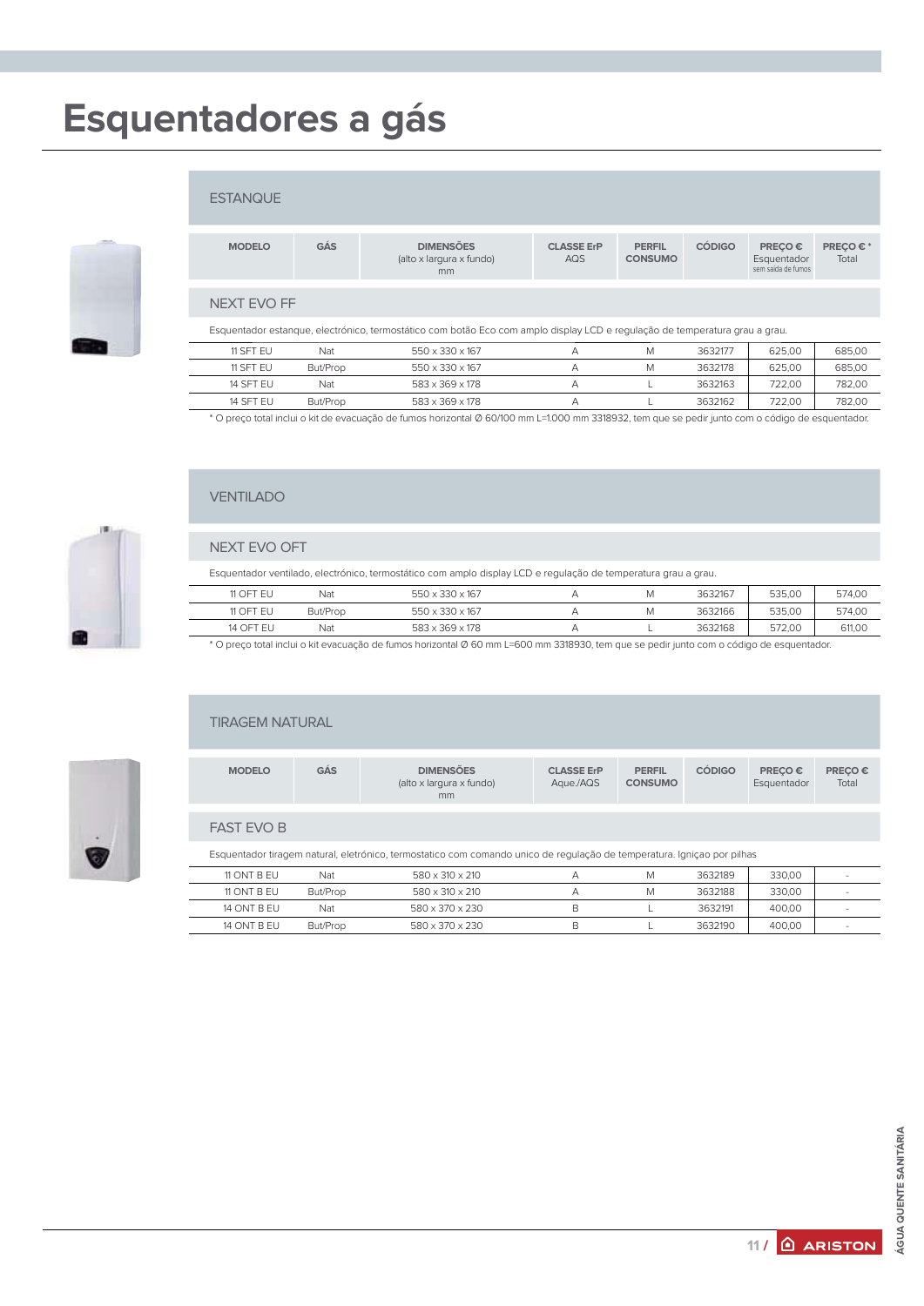# Esquentadores a gás

## ESTANQUE

| MODELO | GÁS | DIMENSÕES (alto x largura x fundo) mm | CLASSE ErP AQS | PERFIL CONSUMO | CÓDIGO | PREÇO € Esquentador sem saída de fumos | PREÇO € * Total |
|---|---|---|---|---|---|---|---|

### NEXT EVO FF

Esquentador estanque, electrónico, termostático com botão Eco com amplo display LCD e regulação de temperatura grau a grau.

| MODELO | GÁS | DIMENSÕES (alto x largura x fundo) mm | CLASSE ErP AQS | PERFIL CONSUMO | CÓDIGO | PREÇO € Esquentador sem saída de fumos | PREÇO € * Total |
|---|---|---|---|---|---|---|---|
| 11 SFT EU | Nat | 550 x 330 x 167 | A | M | 3632177 | 625,00 | 685,00 |
| 11 SFT EU | But/Prop | 550 x 330 x 167 | A | M | 3632178 | 625,00 | 685,00 |
| 14 SFT EU | Nat | 583 x 369 x 178 | A | L | 3632163 | 722,00 | 782,00 |
| 14 SFT EU | But/Prop | 583 x 369 x 178 | A | L | 3632162 | 722,00 | 782,00 |

* O preço total inclui o kit de evacuação de fumos horizontal Ø 60/100 mm L=1.000 mm 3318932, tem que se pedir junto com o código de esquentador.

## VENTILADO

### NEXT EVO OFT

Esquentador ventilado, electrónico, termostático com amplo display LCD e regulação de temperatura grau a grau.

| MODELO | GÁS | DIMENSÕES (alto x largura x fundo) mm | CLASSE ErP AQS | PERFIL CONSUMO | CÓDIGO | PREÇO € Esquentador | PREÇO € * Total |
|---|---|---|---|---|---|---|---|
| 11 OFT EU | Nat | 550 x 330 x 167 | A | M | 3632167 | 535,00 | 574,00 |
| 11 OFT EU | But/Prop | 550 x 330 x 167 | A | M | 3632166 | 535,00 | 574,00 |
| 14 OFT EU | Nat | 583 x 369 x 178 | A | L | 3632168 | 572,00 | 611,00 |

* O preço total inclui o kit evacuação de fumos horizontal Ø 60 mm L=600 mm 3318930, tem que se pedir junto com o código de esquentador.

## TIRAGEM NATURAL

### FAST EVO B

Esquentador tiragem natural, eletrónico, termostatico com comando unico de regulação de temperatura. Igniçao por pilhas

| MODELO | GÁS | DIMENSÕES (alto x largura x fundo) mm | CLASSE ErP Aque./AQS | PERFIL CONSUMO | CÓDIGO | PREÇO € Esquentador | PREÇO € Total |
|---|---|---|---|---|---|---|---|
| 11 ONT B EU | Nat | 580 x 310 x 210 | A | M | 3632189 | 330,00 | - |
| 11 ONT B EU | But/Prop | 580 x 310 x 210 | A | M | 3632188 | 330,00 | - |
| 14 ONT B EU | Nat | 580 x 370 x 230 | B | L | 3632191 | 400,00 | - |
| 14 ONT B EU | But/Prop | 580 x 370 x 230 | B | L | 3632190 | 400,00 | - |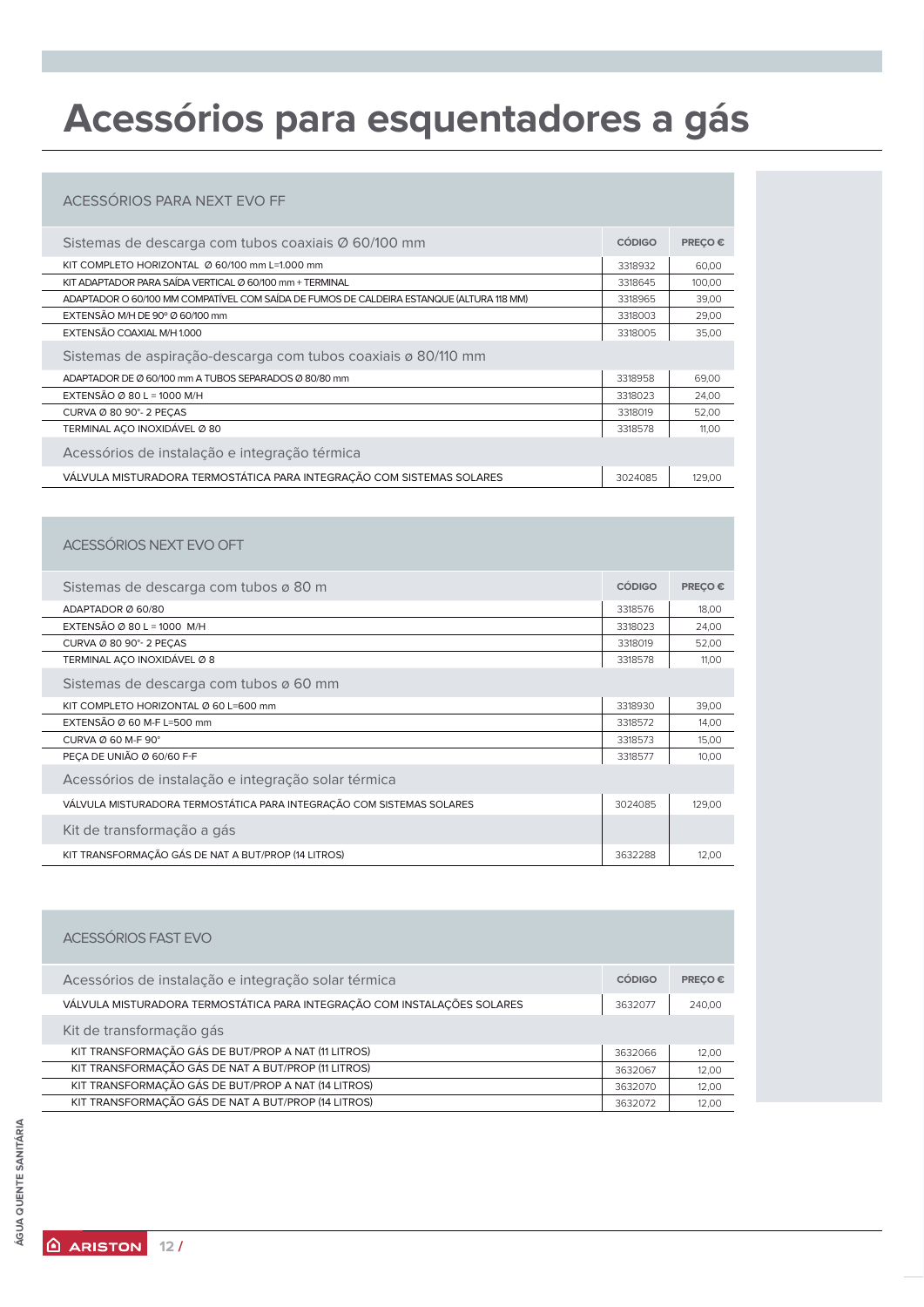# Acessórios para esquentadores a gás

## ACESSÓRIOS PARA NEXT EVO FF

| Sistemas de descarga com tubos coaxiais Ø 60/100 mm | CÓDIGO | PREÇO € |
|---|---|---|
| KIT COMPLETO HORIZONTAL Ø 60/100 mm L=1.000 mm | 3318932 | 60,00 |
| KIT ADAPTADOR PARA SAÍDA VERTICAL Ø 60/100 mm + TERMINAL | 3318645 | 100,00 |
| ADAPTADOR O 60/100 MM COMPATÍVEL COM SAÍDA DE FUMOS DE CALDEIRA ESTANQUE (ALTURA 118 MM) | 3318965 | 39,00 |
| EXTENSÃO M/H DE 90º Ø 60/100 mm | 3318003 | 29,00 |
| EXTENSÃO COAXIAL M/H 1.000 | 3318005 | 35,00 |
| **Sistemas de aspiração-descarga com tubos coaxiais ø 80/110 mm** | | |
| ADAPTADOR DE Ø 60/100 mm A TUBOS SEPARADOS Ø 80/80 mm | 3318958 | 69,00 |
| EXTENSÃO Ø 80 L = 1000 M/H | 3318023 | 24,00 |
| CURVA Ø 80 90°- 2 PEÇAS | 3318019 | 52,00 |
| TERMINAL AÇO INOXIDÁVEL Ø 80 | 3318578 | 11,00 |
| **Acessórios de instalação e integração térmica** | | |
| VÁLVULA MISTURADORA TERMOSTÁTICA PARA INTEGRAÇÃO COM SISTEMAS SOLARES | 3024085 | 129,00 |

## ACESSÓRIOS NEXT EVO OFT

| Sistemas de descarga com tubos ø 80 m | CÓDIGO | PREÇO € |
|---|---|---|
| ADAPTADOR Ø 60/80 | 3318576 | 18,00 |
| EXTENSÃO Ø 80 L = 1000 M/H | 3318023 | 24,00 |
| CURVA Ø 80 90°- 2 PEÇAS | 3318019 | 52,00 |
| TERMINAL AÇO INOXIDÁVEL Ø 8 | 3318578 | 11,00 |
| **Sistemas de descarga com tubos ø 60 mm** | | |
| KIT COMPLETO HORIZONTAL Ø 60 L=600 mm | 3318930 | 39,00 |
| EXTENSÃO Ø 60 M-F L=500 mm | 3318572 | 14,00 |
| CURVA Ø 60 M-F 90° | 3318573 | 15,00 |
| PEÇA DE UNIÃO Ø 60/60 F-F | 3318577 | 10,00 |
| **Acessórios de instalação e integração solar térmica** | | |
| VÁLVULA MISTURADORA TERMOSTÁTICA PARA INTEGRAÇÃO COM SISTEMAS SOLARES | 3024085 | 129,00 |
| **Kit de transformação a gás** | | |
| KIT TRANSFORMAÇÃO GÁS DE NAT A BUT/PROP (14 LITROS) | 3632288 | 12,00 |

## ACESSÓRIOS FAST EVO

| Acessórios de instalação e integração solar térmica | CÓDIGO | PREÇO € |
|---|---|---|
| VÁLVULA MISTURADORA TERMOSTÁTICA PARA INTEGRAÇÃO COM INSTALAÇÕES SOLARES | 3632077 | 240,00 |
| **Kit de transformação gás** | | |
| KIT TRANSFORMAÇÃO GÁS DE BUT/PROP A NAT (11 LITROS) | 3632066 | 12,00 |
| KIT TRANSFORMAÇÃO GÁS DE NAT A BUT/PROP (11 LITROS) | 3632067 | 12,00 |
| KIT TRANSFORMAÇÃO GÁS DE BUT/PROP A NAT (14 LITROS) | 3632070 | 12,00 |
| KIT TRANSFORMAÇÃO GÁS DE NAT A BUT/PROP (14 LITROS) | 3632072 | 12,00 |